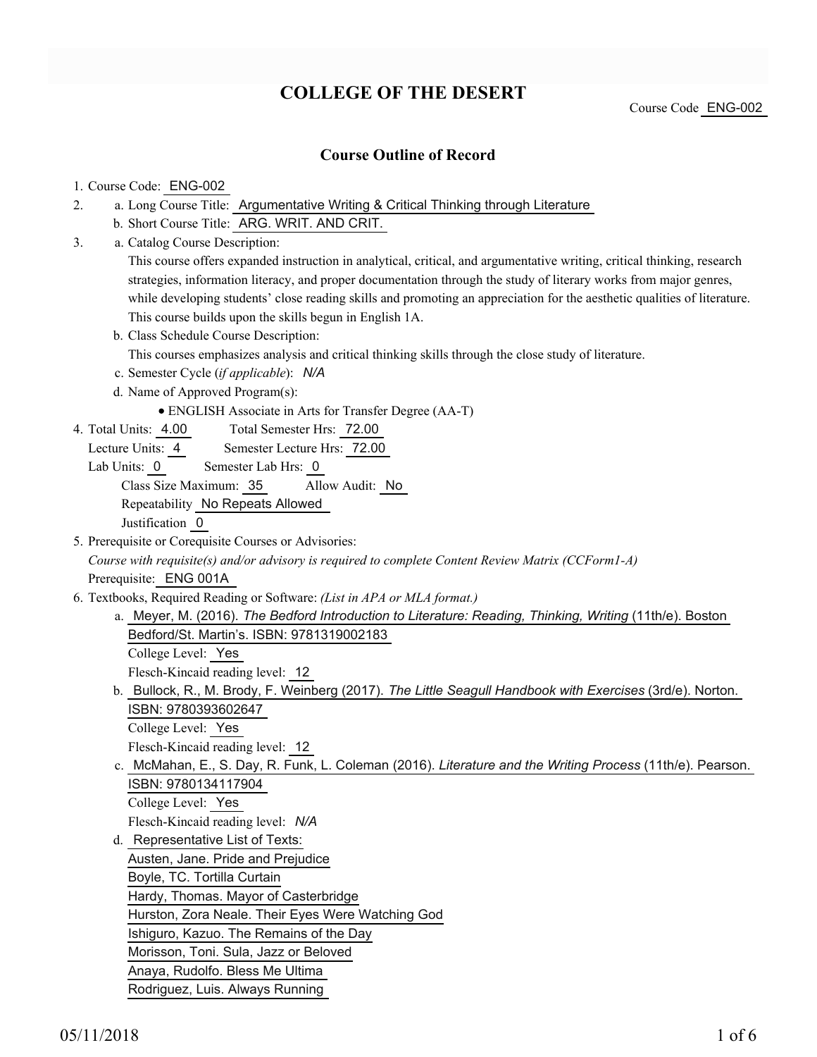# COLLEGE OF THE DESERT

Course Code ENG-002

## Course Outline of Record

1. Course Code: ENG-002
2. a. Long Course Title: Argumentative Writing & Critical Thinking through Literature
   b. Short Course Title: ARG. WRIT. AND CRIT.
3. a. Catalog Course Description:
   This course offers expanded instruction in analytical, critical, and argumentative writing, critical thinking, research strategies, information literacy, and proper documentation through the study of literary works from major genres, while developing students' close reading skills and promoting an appreciation for the aesthetic qualities of literature. This course builds upon the skills begun in English 1A.
   b. Class Schedule Course Description:
   This courses emphasizes analysis and critical thinking skills through the close study of literature.
   c. Semester Cycle (*if applicable*): *N/A*
   d. Name of Approved Program(s):
      - ENGLISH Associate in Arts for Transfer Degree (AA-T)
4. Total Units: 4.00 Total Semester Hrs: 72.00
   Lecture Units: 4 Semester Lecture Hrs: 72.00
   Lab Units: 0 Semester Lab Hrs: 0
   Class Size Maximum: 35 Allow Audit: No
   Repeatability No Repeats Allowed
   Justification 0
5. Prerequisite or Corequisite Courses or Advisories:
   *Course with requisite(s) and/or advisory is required to complete Content Review Matrix (CCForm1-A)*
   Prerequisite: ENG 001A
6. Textbooks, Required Reading or Software: *(List in APA or MLA format.)*
   a. Meyer, M. (2016). *The Bedford Introduction to Literature: Reading, Thinking, Writing* (11th/e). Boston Bedford/St. Martin's. ISBN: 9781319002183
      College Level: Yes
      Flesch-Kincaid reading level: 12
   b. Bullock, R., M. Brody, F. Weinberg (2017). *The Little Seagull Handbook with Exercises* (3rd/e). Norton. ISBN: 9780393602647
      College Level: Yes
      Flesch-Kincaid reading level: 12
   c. McMahan, E., S. Day, R. Funk, L. Coleman (2016). *Literature and the Writing Process* (11th/e). Pearson. ISBN: 9780134117904
      College Level: Yes
      Flesch-Kincaid reading level: *N/A*
   d. Representative List of Texts:
      Austen, Jane. Pride and Prejudice
      Boyle, TC. Tortilla Curtain
      Hardy, Thomas. Mayor of Casterbridge
      Hurston, Zora Neale. Their Eyes Were Watching God
      Ishiguro, Kazuo. The Remains of the Day
      Morisson, Toni. Sula, Jazz or Beloved
      Anaya, Rudolfo. Bless Me Ultima
      Rodriguez, Luis. Always Running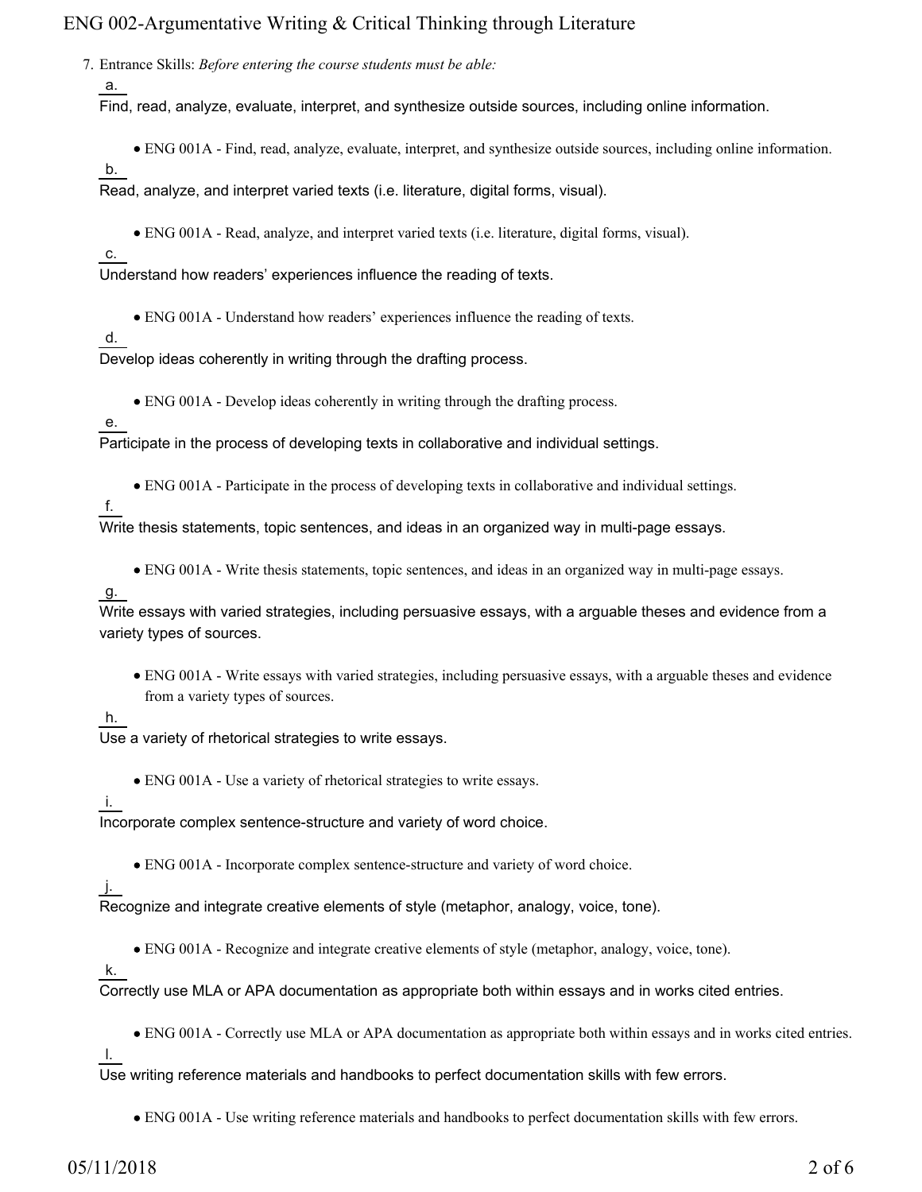7. Entrance Skills: *Before entering the course students must be able:*

   a.
   Find, read, analyze, evaluate, interpret, and synthesize outside sources, including online information.

   - ENG 001A - Find, read, analyze, evaluate, interpret, and synthesize outside sources, including online information.

   b.
   Read, analyze, and interpret varied texts (i.e. literature, digital forms, visual).

   - ENG 001A - Read, analyze, and interpret varied texts (i.e. literature, digital forms, visual).

   c.
   Understand how readers' experiences influence the reading of texts.

   - ENG 001A - Understand how readers' experiences influence the reading of texts.

   d.
   Develop ideas coherently in writing through the drafting process.

   - ENG 001A - Develop ideas coherently in writing through the drafting process.

   e.
   Participate in the process of developing texts in collaborative and individual settings.

   - ENG 001A - Participate in the process of developing texts in collaborative and individual settings.

   f.
   Write thesis statements, topic sentences, and ideas in an organized way in multi-page essays.

   - ENG 001A - Write thesis statements, topic sentences, and ideas in an organized way in multi-page essays.

   g.
   Write essays with varied strategies, including persuasive essays, with a arguable theses and evidence from a variety types of sources.

   - ENG 001A - Write essays with varied strategies, including persuasive essays, with a arguable theses and evidence from a variety types of sources.

   h.
   Use a variety of rhetorical strategies to write essays.

   - ENG 001A - Use a variety of rhetorical strategies to write essays.

   i.
   Incorporate complex sentence-structure and variety of word choice.

   - ENG 001A - Incorporate complex sentence-structure and variety of word choice.

   j.
   Recognize and integrate creative elements of style (metaphor, analogy, voice, tone).

   - ENG 001A - Recognize and integrate creative elements of style (metaphor, analogy, voice, tone).

   k.
   Correctly use MLA or APA documentation as appropriate both within essays and in works cited entries.

   - ENG 001A - Correctly use MLA or APA documentation as appropriate both within essays and in works cited entries.

   l.
   Use writing reference materials and handbooks to perfect documentation skills with few errors.

   - ENG 001A - Use writing reference materials and handbooks to perfect documentation skills with few errors.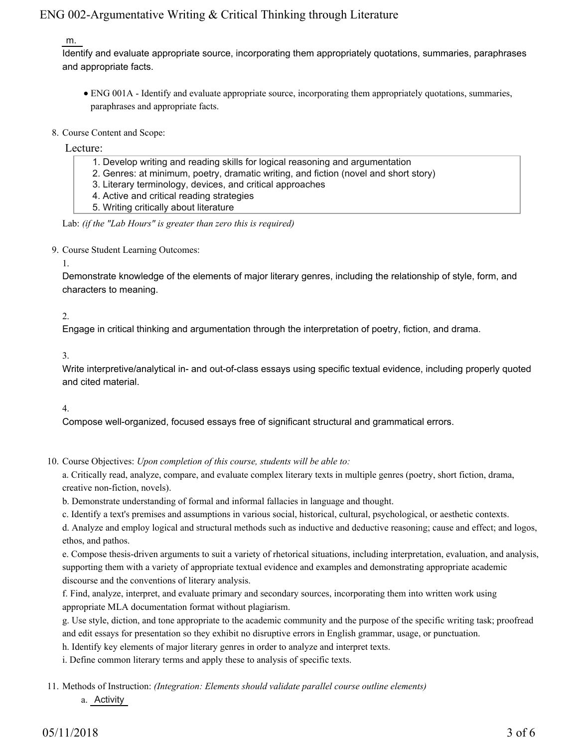m.

Identify and evaluate appropriate source, incorporating them appropriately quotations, summaries, paraphrases and appropriate facts.

- ENG 001A - Identify and evaluate appropriate source, incorporating them appropriately quotations, summaries, paraphrases and appropriate facts.

8. Course Content and Scope:

Lecture:

1. Develop writing and reading skills for logical reasoning and argumentation
2. Genres: at minimum, poetry, dramatic writing, and fiction (novel and short story)
3. Literary terminology, devices, and critical approaches
4. Active and critical reading strategies
5. Writing critically about literature

Lab: *(if the "Lab Hours" is greater than zero this is required)*

9. Course Student Learning Outcomes:

1.

Demonstrate knowledge of the elements of major literary genres, including the relationship of style, form, and characters to meaning.

2.

Engage in critical thinking and argumentation through the interpretation of poetry, fiction, and drama.

3.

Write interpretive/analytical in- and out-of-class essays using specific textual evidence, including properly quoted and cited material.

4.

Compose well-organized, focused essays free of significant structural and grammatical errors.

10. Course Objectives: *Upon completion of this course, students will be able to:*

a. Critically read, analyze, compare, and evaluate complex literary texts in multiple genres (poetry, short fiction, drama, creative non-fiction, novels).

b. Demonstrate understanding of formal and informal fallacies in language and thought.

c. Identify a text's premises and assumptions in various social, historical, cultural, psychological, or aesthetic contexts.

d. Analyze and employ logical and structural methods such as inductive and deductive reasoning; cause and effect; and logos, ethos, and pathos.

e. Compose thesis-driven arguments to suit a variety of rhetorical situations, including interpretation, evaluation, and analysis, supporting them with a variety of appropriate textual evidence and examples and demonstrating appropriate academic discourse and the conventions of literary analysis.

f. Find, analyze, interpret, and evaluate primary and secondary sources, incorporating them into written work using appropriate MLA documentation format without plagiarism.

g. Use style, diction, and tone appropriate to the academic community and the purpose of the specific writing task; proofread and edit essays for presentation so they exhibit no disruptive errors in English grammar, usage, or punctuation.

h. Identify key elements of major literary genres in order to analyze and interpret texts.

i. Define common literary terms and apply these to analysis of specific texts.

11. Methods of Instruction: *(Integration: Elements should validate parallel course outline elements)*

a. Activity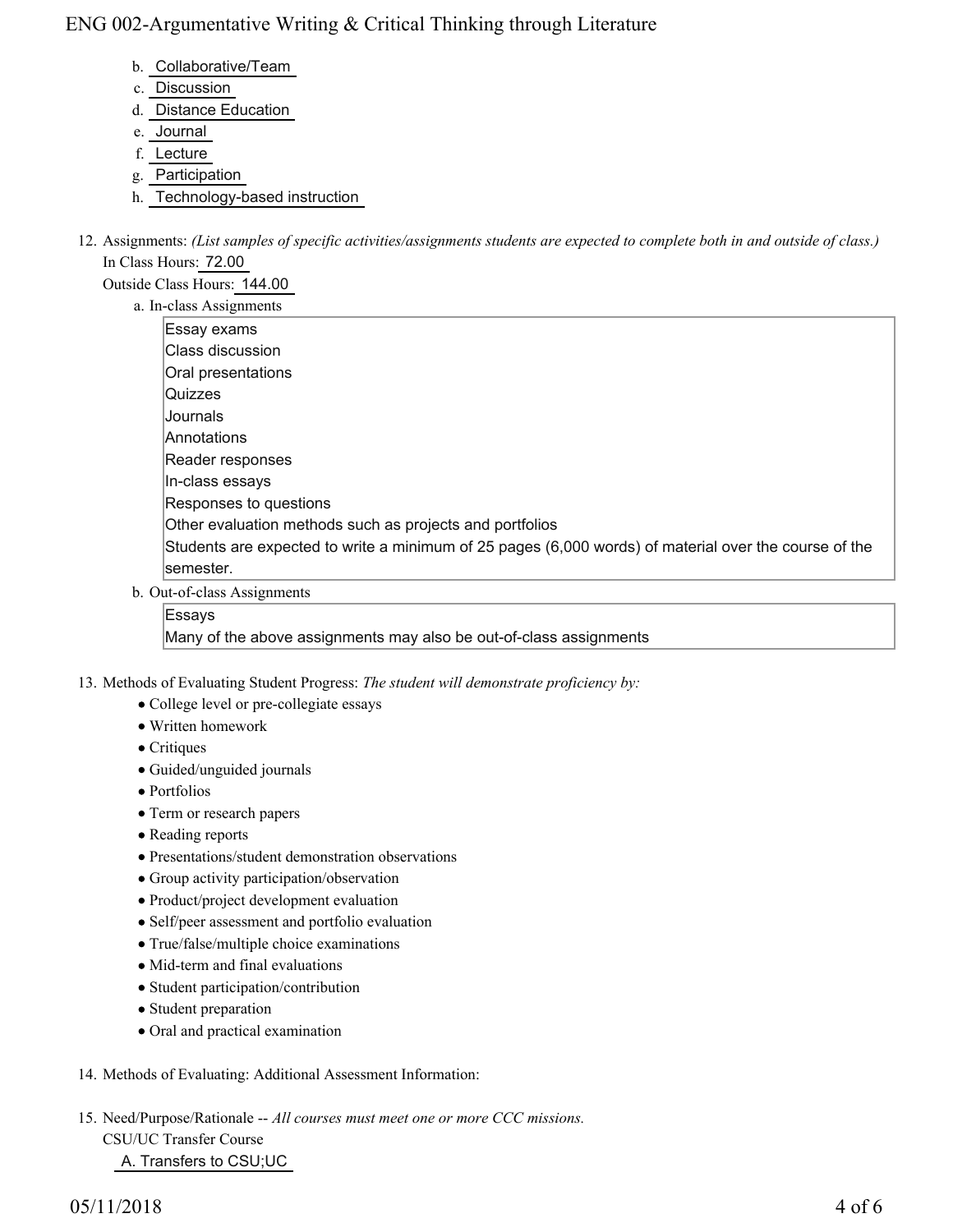b. Collaborative/Team
c. Discussion
d. Distance Education
e. Journal
f. Lecture
g. Participation
h. Technology-based instruction

12. Assignments: *(List samples of specific activities/assignments students are expected to complete both in and outside of class.)*
    In Class Hours: 72.00
    Outside Class Hours: 144.00

    a. In-class Assignments

    Essay exams
    Class discussion
    Oral presentations
    Quizzes
    Journals
    Annotations
    Reader responses
    In-class essays
    Responses to questions
    Other evaluation methods such as projects and portfolios
    Students are expected to write a minimum of 25 pages (6,000 words) of material over the course of the semester.

    b. Out-of-class Assignments

    Essays
    Many of the above assignments may also be out-of-class assignments

13. Methods of Evaluating Student Progress: *The student will demonstrate proficiency by:*
    - College level or pre-collegiate essays
    - Written homework
    - Critiques
    - Guided/unguided journals
    - Portfolios
    - Term or research papers
    - Reading reports
    - Presentations/student demonstration observations
    - Group activity participation/observation
    - Product/project development evaluation
    - Self/peer assessment and portfolio evaluation
    - True/false/multiple choice examinations
    - Mid-term and final evaluations
    - Student participation/contribution
    - Student preparation
    - Oral and practical examination

14. Methods of Evaluating: Additional Assessment Information:

15. Need/Purpose/Rationale -- *All courses must meet one or more CCC missions.*
    CSU/UC Transfer Course
    A. Transfers to CSU;UC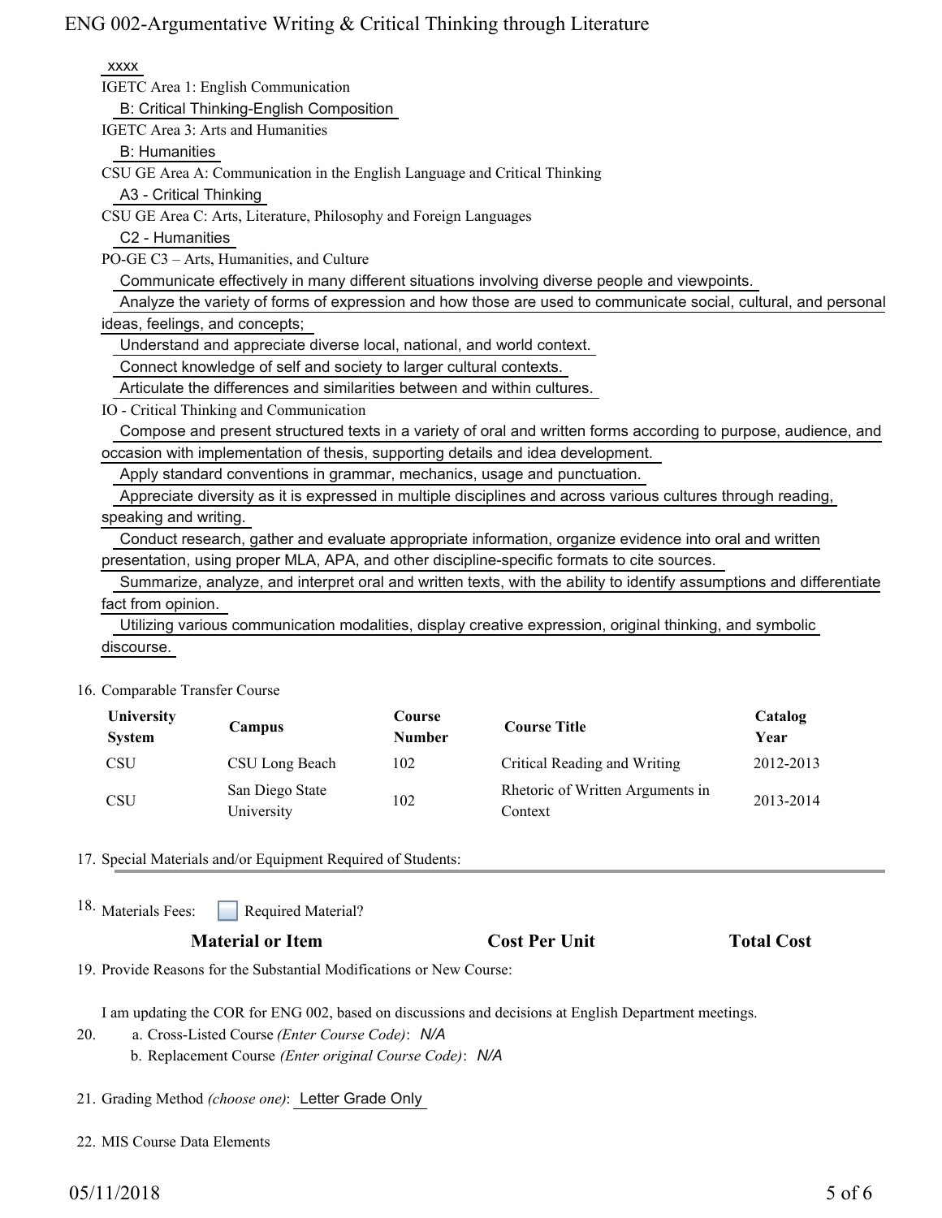xxxx

IGETC Area 1: English Communication

B: Critical Thinking-English Composition

IGETC Area 3: Arts and Humanities

B: Humanities

CSU GE Area A: Communication in the English Language and Critical Thinking

A3 - Critical Thinking

CSU GE Area C: Arts, Literature, Philosophy and Foreign Languages

C2 - Humanities

PO-GE C3 – Arts, Humanities, and Culture

Communicate effectively in many different situations involving diverse people and viewpoints.

Analyze the variety of forms of expression and how those are used to communicate social, cultural, and personal ideas, feelings, and concepts;

Understand and appreciate diverse local, national, and world context.

Connect knowledge of self and society to larger cultural contexts.

Articulate the differences and similarities between and within cultures.

IO - Critical Thinking and Communication

Compose and present structured texts in a variety of oral and written forms according to purpose, audience, and occasion with implementation of thesis, supporting details and idea development.

Apply standard conventions in grammar, mechanics, usage and punctuation.

Appreciate diversity as it is expressed in multiple disciplines and across various cultures through reading, speaking and writing.

Conduct research, gather and evaluate appropriate information, organize evidence into oral and written presentation, using proper MLA, APA, and other discipline-specific formats to cite sources.

Summarize, analyze, and interpret oral and written texts, with the ability to identify assumptions and differentiate fact from opinion.

Utilizing various communication modalities, display creative expression, original thinking, and symbolic discourse.

16. Comparable Transfer Course

| University System | Campus | Course Number | Course Title | Catalog Year |
|---|---|---|---|---|
| CSU | CSU Long Beach | 102 | Critical Reading and Writing | 2012-2013 |
| CSU | San Diego State University | 102 | Rhetoric of Written Arguments in Context | 2013-2014 |

17. Special Materials and/or Equipment Required of Students:

18. Materials Fees: ☐ Required Material?

| Material or Item | Cost Per Unit | Total Cost |
|---|---|---|

19. Provide Reasons for the Substantial Modifications or New Course:

I am updating the COR for ENG 002, based on discussions and decisions at English Department meetings.

20. a. Cross-Listed Course *(Enter Course Code)*: *N/A*
    b. Replacement Course *(Enter original Course Code)*: *N/A*

21. Grading Method *(choose one)*: Letter Grade Only

22. MIS Course Data Elements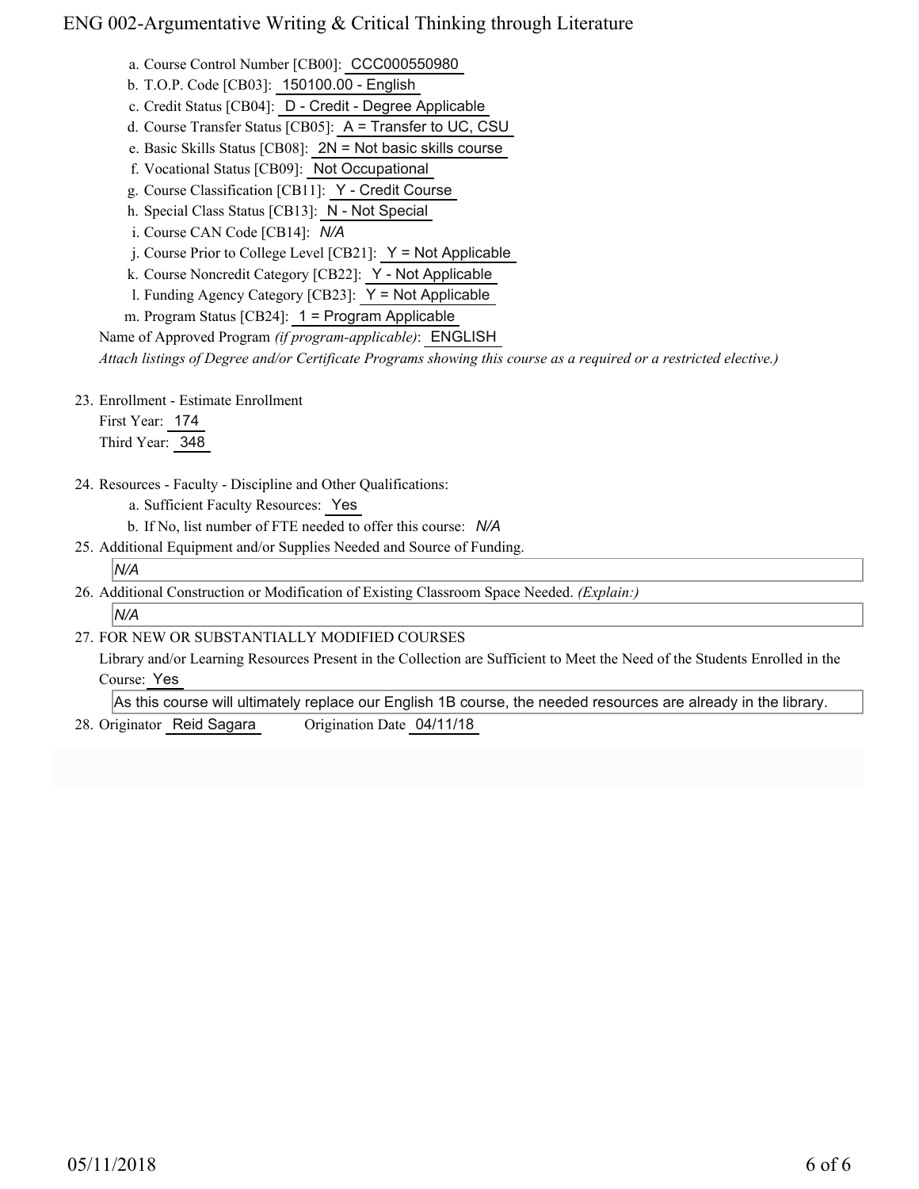a. Course Control Number [CB00]: CCC000550980
b. T.O.P. Code [CB03]: 150100.00 - English
c. Credit Status [CB04]: D - Credit - Degree Applicable
d. Course Transfer Status [CB05]: A = Transfer to UC, CSU
e. Basic Skills Status [CB08]: 2N = Not basic skills course
f. Vocational Status [CB09]: Not Occupational
g. Course Classification [CB11]: Y - Credit Course
h. Special Class Status [CB13]: N - Not Special
i. Course CAN Code [CB14]: *N/A*
j. Course Prior to College Level [CB21]: Y = Not Applicable
k. Course Noncredit Category [CB22]: Y - Not Applicable
l. Funding Agency Category [CB23]: Y = Not Applicable
m. Program Status [CB24]: 1 = Program Applicable

Name of Approved Program *(if program-applicable)*: ENGLISH

*Attach listings of Degree and/or Certificate Programs showing this course as a required or a restricted elective.)*

23. Enrollment - Estimate Enrollment
    First Year: 174
    Third Year: 348

24. Resources - Faculty - Discipline and Other Qualifications:
    a. Sufficient Faculty Resources: Yes
    b. If No, list number of FTE needed to offer this course: *N/A*

25. Additional Equipment and/or Supplies Needed and Source of Funding.
    *N/A*

26. Additional Construction or Modification of Existing Classroom Space Needed. *(Explain:)*
    *N/A*

27. FOR NEW OR SUBSTANTIALLY MODIFIED COURSES
    Library and/or Learning Resources Present in the Collection are Sufficient to Meet the Need of the Students Enrolled in the Course: Yes
    As this course will ultimately replace our English 1B course, the needed resources are already in the library.

28. Originator Reid Sagara Origination Date 04/11/18